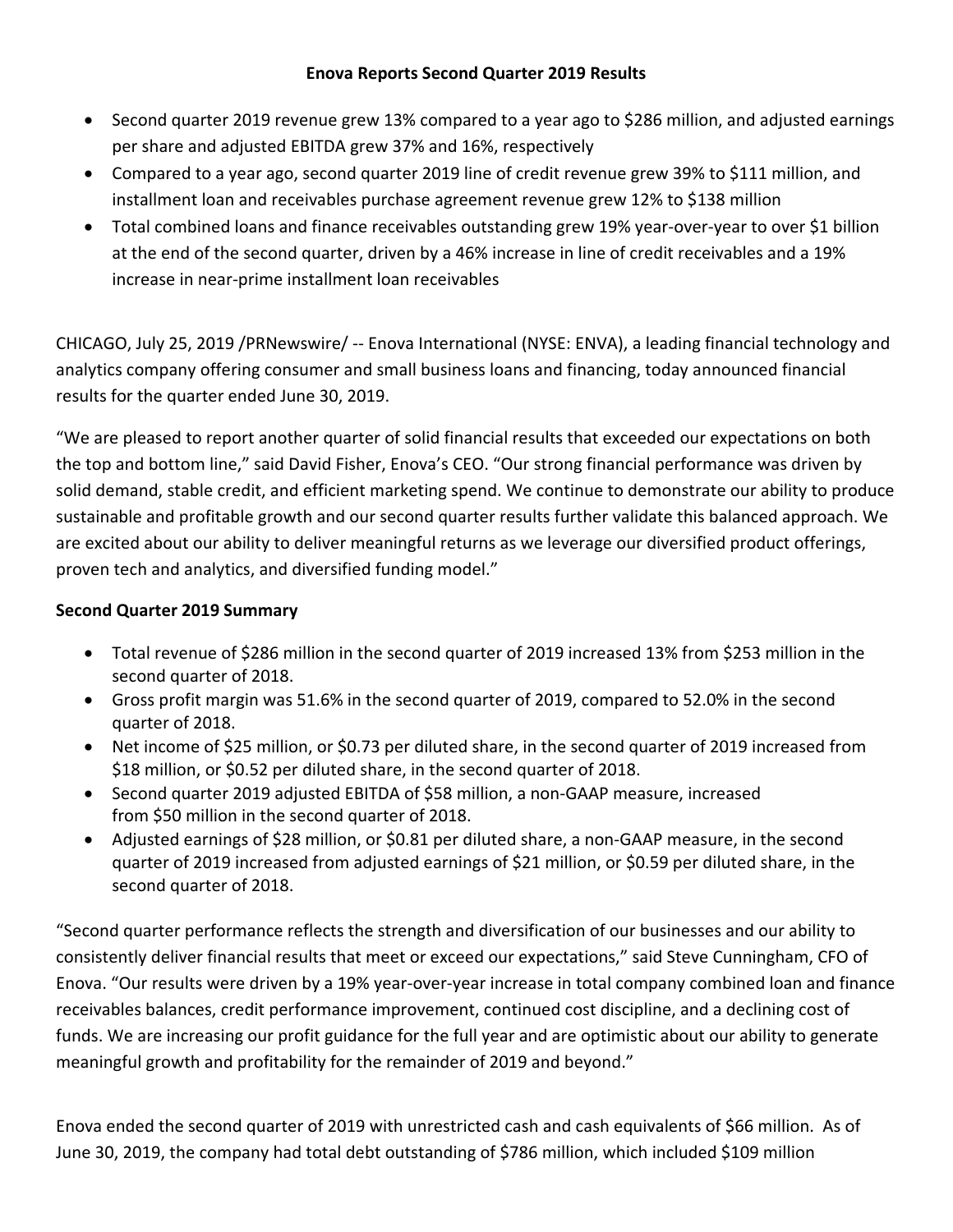# Enova Reports Second Quarter 2019 Results

- Second quarter 2019 revenue grew 13% compared to a year ago to $286 million, and adjusted earnings per share and adjusted EBITDA grew 37% and 16%, respectively
- Compared to a year ago, second quarter 2019 line of credit revenue grew 39% to $111 million, and installment loan and receivables purchase agreement revenue grew 12% to $138 million
- Total combined loans and finance receivables outstanding grew 19% year-over-year to over $1 billion at the end of the second quarter, driven by a 46% increase in line of credit receivables and a 19% increase in near-prime installment loan receivables

CHICAGO, July 25, 2019 /PRNewswire/ -- Enova International (NYSE: ENVA), a leading financial technology and analytics company offering consumer and small business loans and financing, today announced financial results for the quarter ended June 30, 2019.

"We are pleased to report another quarter of solid financial results that exceeded our expectations on both the top and bottom line," said David Fisher, Enova's CEO. "Our strong financial performance was driven by solid demand, stable credit, and efficient marketing spend. We continue to demonstrate our ability to produce sustainable and profitable growth and our second quarter results further validate this balanced approach. We are excited about our ability to deliver meaningful returns as we leverage our diversified product offerings, proven tech and analytics, and diversified funding model."

**Second Quarter 2019 Summary**

- Total revenue of $286 million in the second quarter of 2019 increased 13% from $253 million in the second quarter of 2018.
- Gross profit margin was 51.6% in the second quarter of 2019, compared to 52.0% in the second quarter of 2018.
- Net income of $25 million, or $0.73 per diluted share, in the second quarter of 2019 increased from $18 million, or $0.52 per diluted share, in the second quarter of 2018.
- Second quarter 2019 adjusted EBITDA of $58 million, a non-GAAP measure, increased from $50 million in the second quarter of 2018.
- Adjusted earnings of $28 million, or $0.81 per diluted share, a non-GAAP measure, in the second quarter of 2019 increased from adjusted earnings of $21 million, or $0.59 per diluted share, in the second quarter of 2018.

"Second quarter performance reflects the strength and diversification of our businesses and our ability to consistently deliver financial results that meet or exceed our expectations," said Steve Cunningham, CFO of Enova. "Our results were driven by a 19% year-over-year increase in total company combined loan and finance receivables balances, credit performance improvement, continued cost discipline, and a declining cost of funds. We are increasing our profit guidance for the full year and are optimistic about our ability to generate meaningful growth and profitability for the remainder of 2019 and beyond."

Enova ended the second quarter of 2019 with unrestricted cash and cash equivalents of $66 million. As of June 30, 2019, the company had total debt outstanding of $786 million, which included $109 million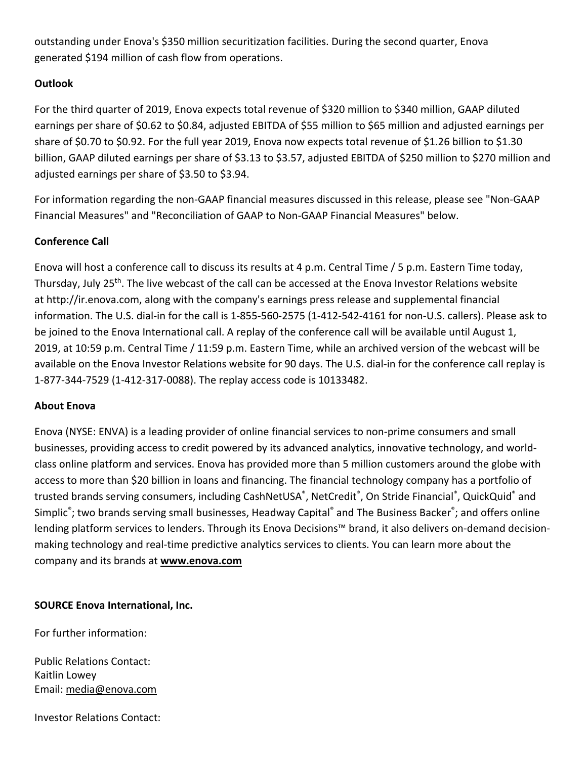outstanding under Enova's $350 million securitization facilities. During the second quarter, Enova generated $194 million of cash flow from operations.

**Outlook**

For the third quarter of 2019, Enova expects total revenue of $320 million to $340 million, GAAP diluted earnings per share of $0.62 to $0.84, adjusted EBITDA of $55 million to $65 million and adjusted earnings per share of $0.70 to $0.92. For the full year 2019, Enova now expects total revenue of $1.26 billion to $1.30 billion, GAAP diluted earnings per share of $3.13 to $3.57, adjusted EBITDA of $250 million to $270 million and adjusted earnings per share of $3.50 to $3.94.

For information regarding the non-GAAP financial measures discussed in this release, please see "Non-GAAP Financial Measures" and "Reconciliation of GAAP to Non-GAAP Financial Measures" below.

**Conference Call**

Enova will host a conference call to discuss its results at 4 p.m. Central Time / 5 p.m. Eastern Time today, Thursday, July 25th. The live webcast of the call can be accessed at the Enova Investor Relations website at http://ir.enova.com, along with the company's earnings press release and supplemental financial information. The U.S. dial-in for the call is 1-855-560-2575 (1-412-542-4161 for non-U.S. callers). Please ask to be joined to the Enova International call. A replay of the conference call will be available until August 1, 2019, at 10:59 p.m. Central Time / 11:59 p.m. Eastern Time, while an archived version of the webcast will be available on the Enova Investor Relations website for 90 days. The U.S. dial-in for the conference call replay is 1-877-344-7529 (1-412-317-0088). The replay access code is 10133482.

**About Enova**

Enova (NYSE: ENVA) is a leading provider of online financial services to non-prime consumers and small businesses, providing access to credit powered by its advanced analytics, innovative technology, and world-class online platform and services. Enova has provided more than 5 million customers around the globe with access to more than $20 billion in loans and financing. The financial technology company has a portfolio of trusted brands serving consumers, including CashNetUSA®, NetCredit®, On Stride Financial®, QuickQuid® and Simplic®; two brands serving small businesses, Headway Capital® and The Business Backer®; and offers online lending platform services to lenders. Through its Enova Decisions™ brand, it also delivers on-demand decision-making technology and real-time predictive analytics services to clients. You can learn more about the company and its brands at **www.enova.com**

**SOURCE Enova International, Inc.**

For further information:

Public Relations Contact:
Kaitlin Lowey
Email: media@enova.com

Investor Relations Contact: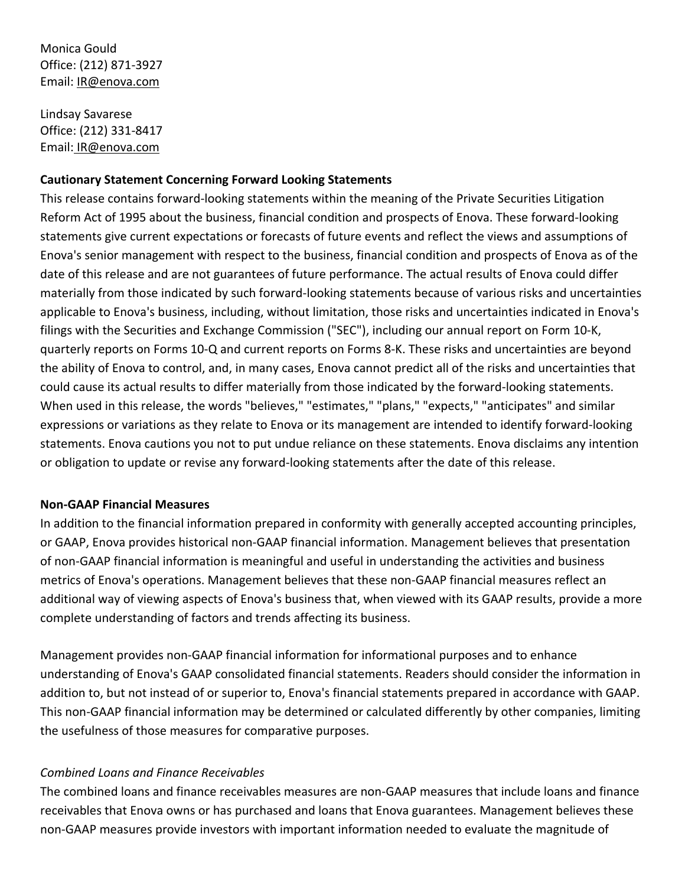Monica Gould
Office: (212) 871-3927
Email: IR@enova.com

Lindsay Savarese
Office: (212) 331-8417
Email: IR@enova.com

**Cautionary Statement Concerning Forward Looking Statements**

This release contains forward-looking statements within the meaning of the Private Securities Litigation Reform Act of 1995 about the business, financial condition and prospects of Enova. These forward-looking statements give current expectations or forecasts of future events and reflect the views and assumptions of Enova's senior management with respect to the business, financial condition and prospects of Enova as of the date of this release and are not guarantees of future performance. The actual results of Enova could differ materially from those indicated by such forward-looking statements because of various risks and uncertainties applicable to Enova's business, including, without limitation, those risks and uncertainties indicated in Enova's filings with the Securities and Exchange Commission ("SEC"), including our annual report on Form 10-K, quarterly reports on Forms 10-Q and current reports on Forms 8-K. These risks and uncertainties are beyond the ability of Enova to control, and, in many cases, Enova cannot predict all of the risks and uncertainties that could cause its actual results to differ materially from those indicated by the forward-looking statements. When used in this release, the words "believes," "estimates," "plans," "expects," "anticipates" and similar expressions or variations as they relate to Enova or its management are intended to identify forward-looking statements. Enova cautions you not to put undue reliance on these statements. Enova disclaims any intention or obligation to update or revise any forward-looking statements after the date of this release.

**Non-GAAP Financial Measures**

In addition to the financial information prepared in conformity with generally accepted accounting principles, or GAAP, Enova provides historical non-GAAP financial information. Management believes that presentation of non-GAAP financial information is meaningful and useful in understanding the activities and business metrics of Enova's operations. Management believes that these non-GAAP financial measures reflect an additional way of viewing aspects of Enova's business that, when viewed with its GAAP results, provide a more complete understanding of factors and trends affecting its business.

Management provides non-GAAP financial information for informational purposes and to enhance understanding of Enova's GAAP consolidated financial statements. Readers should consider the information in addition to, but not instead of or superior to, Enova's financial statements prepared in accordance with GAAP. This non-GAAP financial information may be determined or calculated differently by other companies, limiting the usefulness of those measures for comparative purposes.

*Combined Loans and Finance Receivables*

The combined loans and finance receivables measures are non-GAAP measures that include loans and finance receivables that Enova owns or has purchased and loans that Enova guarantees. Management believes these non-GAAP measures provide investors with important information needed to evaluate the magnitude of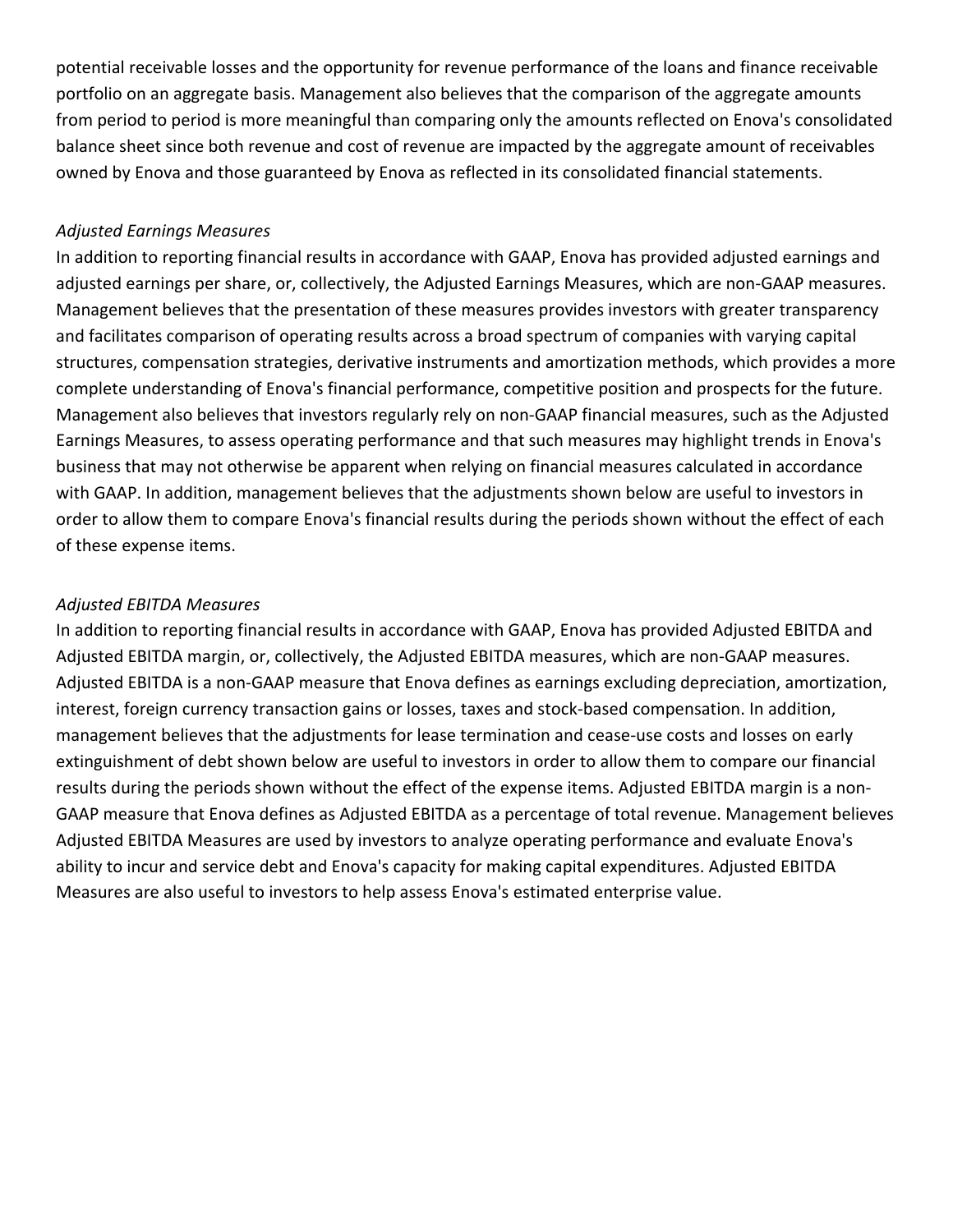potential receivable losses and the opportunity for revenue performance of the loans and finance receivable portfolio on an aggregate basis. Management also believes that the comparison of the aggregate amounts from period to period is more meaningful than comparing only the amounts reflected on Enova's consolidated balance sheet since both revenue and cost of revenue are impacted by the aggregate amount of receivables owned by Enova and those guaranteed by Enova as reflected in its consolidated financial statements.

*Adjusted Earnings Measures*

In addition to reporting financial results in accordance with GAAP, Enova has provided adjusted earnings and adjusted earnings per share, or, collectively, the Adjusted Earnings Measures, which are non-GAAP measures. Management believes that the presentation of these measures provides investors with greater transparency and facilitates comparison of operating results across a broad spectrum of companies with varying capital structures, compensation strategies, derivative instruments and amortization methods, which provides a more complete understanding of Enova's financial performance, competitive position and prospects for the future. Management also believes that investors regularly rely on non-GAAP financial measures, such as the Adjusted Earnings Measures, to assess operating performance and that such measures may highlight trends in Enova's business that may not otherwise be apparent when relying on financial measures calculated in accordance with GAAP. In addition, management believes that the adjustments shown below are useful to investors in order to allow them to compare Enova's financial results during the periods shown without the effect of each of these expense items.

*Adjusted EBITDA Measures*

In addition to reporting financial results in accordance with GAAP, Enova has provided Adjusted EBITDA and Adjusted EBITDA margin, or, collectively, the Adjusted EBITDA measures, which are non-GAAP measures. Adjusted EBITDA is a non-GAAP measure that Enova defines as earnings excluding depreciation, amortization, interest, foreign currency transaction gains or losses, taxes and stock-based compensation. In addition, management believes that the adjustments for lease termination and cease-use costs and losses on early extinguishment of debt shown below are useful to investors in order to allow them to compare our financial results during the periods shown without the effect of the expense items. Adjusted EBITDA margin is a non-GAAP measure that Enova defines as Adjusted EBITDA as a percentage of total revenue. Management believes Adjusted EBITDA Measures are used by investors to analyze operating performance and evaluate Enova's ability to incur and service debt and Enova's capacity for making capital expenditures. Adjusted EBITDA Measures are also useful to investors to help assess Enova's estimated enterprise value.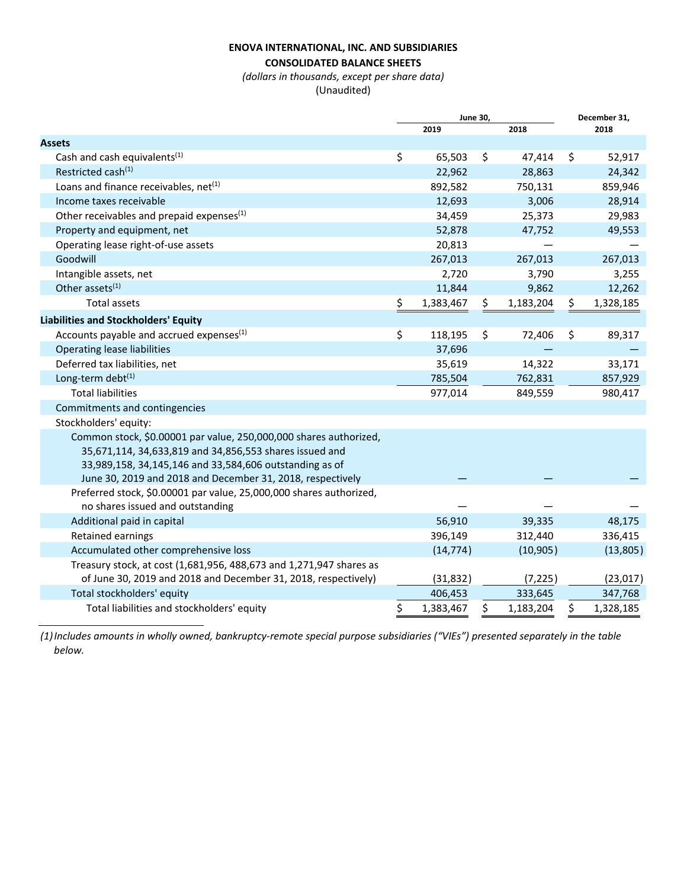**ENOVA INTERNATIONAL, INC. AND SUBSIDIARIES**

**CONSOLIDATED BALANCE SHEETS**

*(dollars in thousands, except per share data)*

(Unaudited)

| | June 30, 2019 | June 30, 2018 | December 31, 2018 |
|---|---|---|---|
| **Assets** | | | |
| Cash and cash equivalents[(1)] | $ 65,503 | $ 47,414 | $ 52,917 |
| Restricted cash[(1)] | 22,962 | 28,863 | 24,342 |
| Loans and finance receivables, net[(1)] | 892,582 | 750,131 | 859,946 |
| Income taxes receivable | 12,693 | 3,006 | 28,914 |
| Other receivables and prepaid expenses[(1)] | 34,459 | 25,373 | 29,983 |
| Property and equipment, net | 52,878 | 47,752 | 49,553 |
| Operating lease right-of-use assets | 20,813 | — | — |
| Goodwill | 267,013 | 267,013 | 267,013 |
| Intangible assets, net | 2,720 | 3,790 | 3,255 |
| Other assets[(1)] | 11,844 | 9,862 | 12,262 |
| Total assets | $ 1,383,467 | $ 1,183,204 | $ 1,328,185 |
| **Liabilities and Stockholders' Equity** | | | |
| Accounts payable and accrued expenses[(1)] | $ 118,195 | $ 72,406 | $ 89,317 |
| Operating lease liabilities | 37,696 | — | — |
| Deferred tax liabilities, net | 35,619 | 14,322 | 33,171 |
| Long-term debt[(1)] | 785,504 | 762,831 | 857,929 |
| Total liabilities | 977,014 | 849,559 | 980,417 |
| Commitments and contingencies | | | |
| Stockholders' equity: | | | |
| Common stock, $0.00001 par value, 250,000,000 shares authorized, 35,671,114, 34,633,819 and 34,856,553 shares issued and 33,989,158, 34,145,146 and 33,584,606 outstanding as of June 30, 2019 and 2018 and December 31, 2018, respectively | — | — | — |
| Preferred stock, $0.00001 par value, 25,000,000 shares authorized, no shares issued and outstanding | — | — | — |
| Additional paid in capital | 56,910 | 39,335 | 48,175 |
| Retained earnings | 396,149 | 312,440 | 336,415 |
| Accumulated other comprehensive loss | (14,774) | (10,905) | (13,805) |
| Treasury stock, at cost (1,681,956, 488,673 and 1,271,947 shares as of June 30, 2019 and 2018 and December 31, 2018, respectively) | (31,832) | (7,225) | (23,017) |
| Total stockholders' equity | 406,453 | 333,645 | 347,768 |
| Total liabilities and stockholders' equity | $ 1,383,467 | $ 1,183,204 | $ 1,328,185 |

*(1) Includes amounts in wholly owned, bankruptcy-remote special purpose subsidiaries ("VIEs") presented separately in the table below.*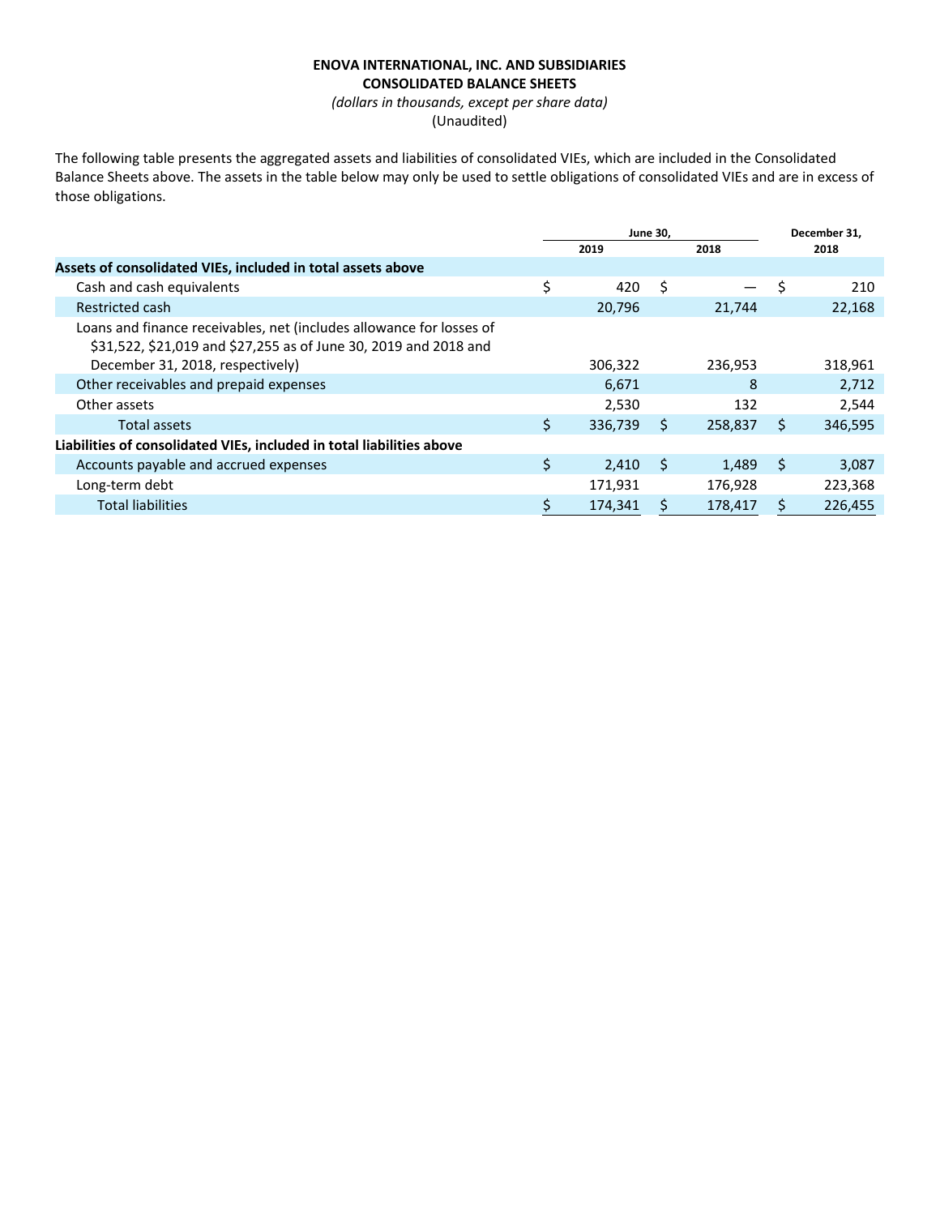**ENOVA INTERNATIONAL, INC. AND SUBSIDIARIES**
**CONSOLIDATED BALANCE SHEETS**
*(dollars in thousands, except per share data)*
(Unaudited)

The following table presents the aggregated assets and liabilities of consolidated VIEs, which are included in the Consolidated Balance Sheets above. The assets in the table below may only be used to settle obligations of consolidated VIEs and are in excess of those obligations.

| | June 30, 2019 | June 30, 2018 | December 31, 2018 |
|---|---|---|---|
| **Assets of consolidated VIEs, included in total assets above** | | | |
| Cash and cash equivalents | $ 420 | $ — | $ 210 |
| Restricted cash | 20,796 | 21,744 | 22,168 |
| Loans and finance receivables, net (includes allowance for losses of $31,522, $21,019 and $27,255 as of June 30, 2019 and 2018 and December 31, 2018, respectively) | 306,322 | 236,953 | 318,961 |
| Other receivables and prepaid expenses | 6,671 | 8 | 2,712 |
| Other assets | 2,530 | 132 | 2,544 |
| Total assets | $ 336,739 | $ 258,837 | $ 346,595 |
| **Liabilities of consolidated VIEs, included in total liabilities above** | | | |
| Accounts payable and accrued expenses | $ 2,410 | $ 1,489 | $ 3,087 |
| Long-term debt | 171,931 | 176,928 | 223,368 |
| Total liabilities | $ 174,341 | $ 178,417 | $ 226,455 |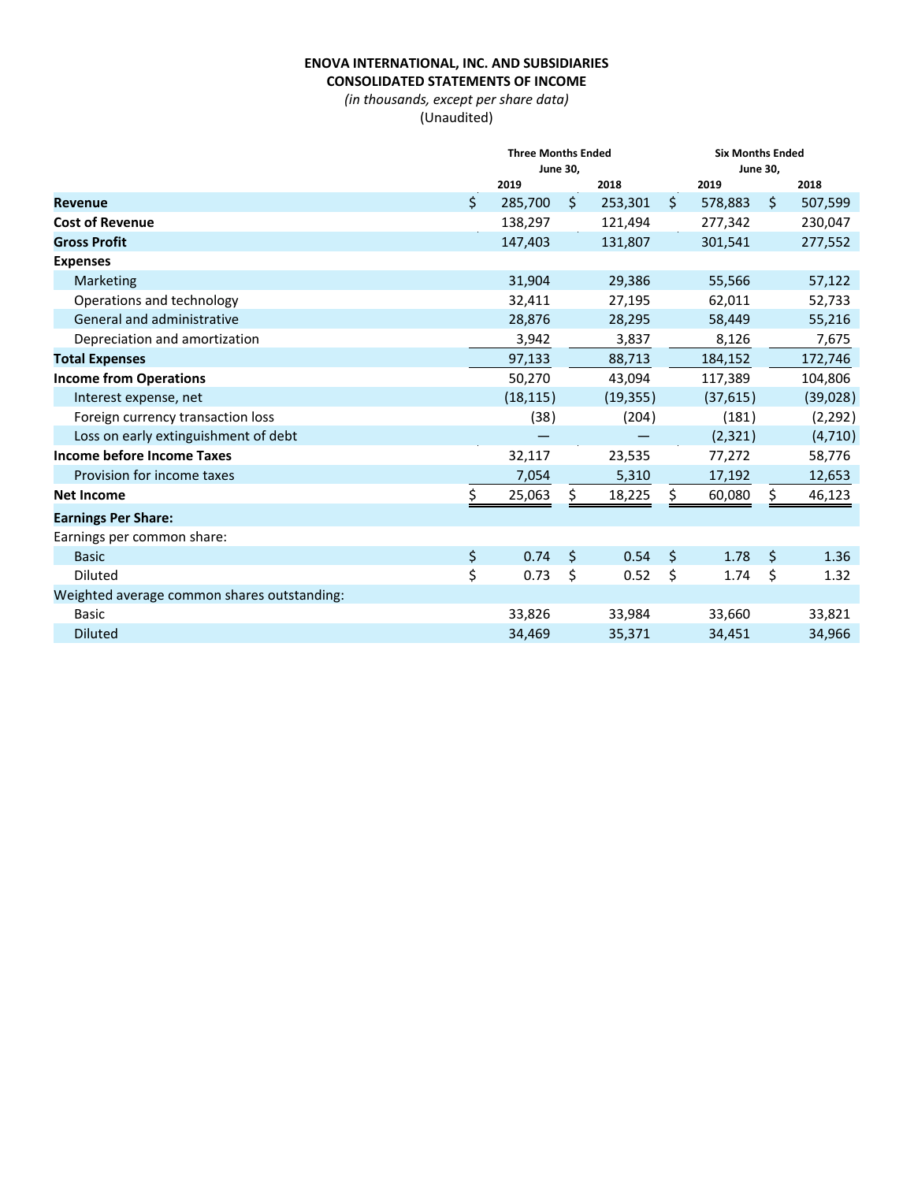**ENOVA INTERNATIONAL, INC. AND SUBSIDIARIES**
**CONSOLIDATED STATEMENTS OF INCOME**
*(in thousands, except per share data)*
(Unaudited)

| | Three Months Ended June 30, | | Six Months Ended June 30, | |
|---|---|---|---|---|
| | 2019 | 2018 | 2019 | 2018 |
| **Revenue** | $ 285,700 | $ 253,301 | $ 578,883 | $ 507,599 |
| **Cost of Revenue** | 138,297 | 121,494 | 277,342 | 230,047 |
| **Gross Profit** | 147,403 | 131,807 | 301,541 | 277,552 |
| **Expenses** | | | | |
| Marketing | 31,904 | 29,386 | 55,566 | 57,122 |
| Operations and technology | 32,411 | 27,195 | 62,011 | 52,733 |
| General and administrative | 28,876 | 28,295 | 58,449 | 55,216 |
| Depreciation and amortization | 3,942 | 3,837 | 8,126 | 7,675 |
| **Total Expenses** | 97,133 | 88,713 | 184,152 | 172,746 |
| **Income from Operations** | 50,270 | 43,094 | 117,389 | 104,806 |
| Interest expense, net | (18,115) | (19,355) | (37,615) | (39,028) |
| Foreign currency transaction loss | (38) | (204) | (181) | (2,292) |
| Loss on early extinguishment of debt | — | — | (2,321) | (4,710) |
| **Income before Income Taxes** | 32,117 | 23,535 | 77,272 | 58,776 |
| Provision for income taxes | 7,054 | 5,310 | 17,192 | 12,653 |
| **Net Income** | $ 25,063 | $ 18,225 | $ 60,080 | $ 46,123 |
| **Earnings Per Share:** | | | | |
| Earnings per common share: | | | | |
| Basic | $ 0.74 | $ 0.54 | $ 1.78 | $ 1.36 |
| Diluted | $ 0.73 | $ 0.52 | $ 1.74 | $ 1.32 |
| Weighted average common shares outstanding: | | | | |
| Basic | 33,826 | 33,984 | 33,660 | 33,821 |
| Diluted | 34,469 | 35,371 | 34,451 | 34,966 |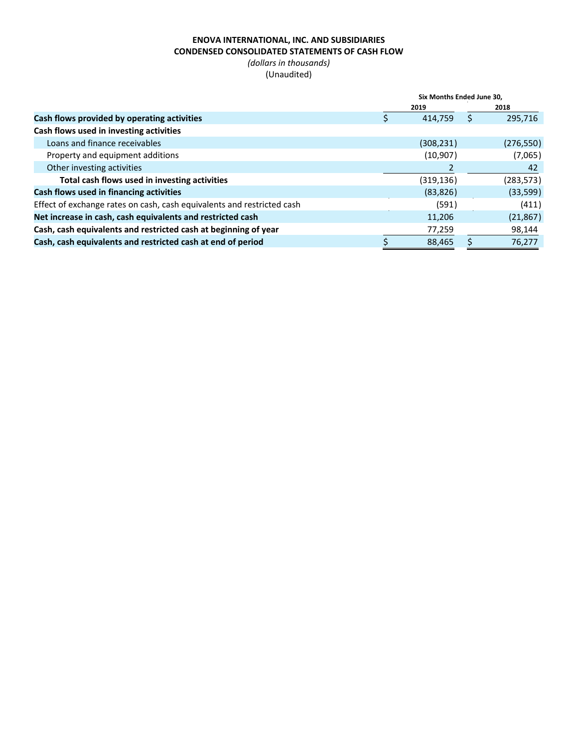**ENOVA INTERNATIONAL, INC. AND SUBSIDIARIES**
**CONDENSED CONSOLIDATED STATEMENTS OF CASH FLOW**
*(dollars in thousands)*
(Unaudited)

| | Six Months Ended June 30, | |
|---|---|---|
| | 2019 | 2018 |
| **Cash flows provided by operating activities** | $ 414,759 | $ 295,716 |
| **Cash flows used in investing activities** | | |
| Loans and finance receivables | (308,231) | (276,550) |
| Property and equipment additions | (10,907) | (7,065) |
| Other investing activities | 2 | 42 |
| **Total cash flows used in investing activities** | (319,136) | (283,573) |
| **Cash flows used in financing activities** | (83,826) | (33,599) |
| Effect of exchange rates on cash, cash equivalents and restricted cash | (591) | (411) |
| **Net increase in cash, cash equivalents and restricted cash** | 11,206 | (21,867) |
| **Cash, cash equivalents and restricted cash at beginning of year** | 77,259 | 98,144 |
| **Cash, cash equivalents and restricted cash at end of period** | $ 88,465 | $ 76,277 |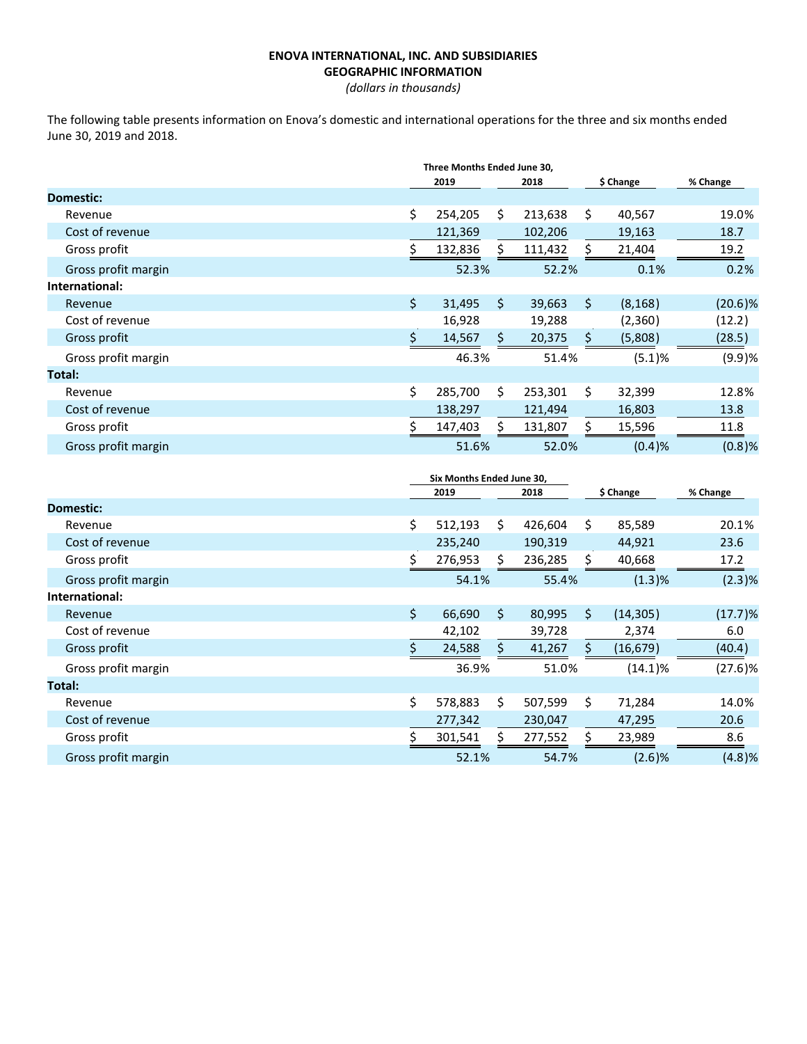# ENOVA INTERNATIONAL, INC. AND SUBSIDIARIES
## GEOGRAPHIC INFORMATION
*(dollars in thousands)*

The following table presents information on Enova's domestic and international operations for the three and six months ended June 30, 2019 and 2018.

| | Three Months Ended June 30, 2019 | Three Months Ended June 30, 2018 | $ Change | % Change |
|---|---|---|---|---|
| **Domestic:** | | | | |
| Revenue | $ 254,205 | $ 213,638 | $ 40,567 | 19.0% |
| Cost of revenue | 121,369 | 102,206 | 19,163 | 18.7 |
| Gross profit | $ 132,836 | $ 111,432 | $ 21,404 | 19.2 |
| Gross profit margin | 52.3% | 52.2% | 0.1% | 0.2% |
| **International:** | | | | |
| Revenue | $ 31,495 | $ 39,663 | $ (8,168) | (20.6)% |
| Cost of revenue | 16,928 | 19,288 | (2,360) | (12.2) |
| Gross profit | $ 14,567 | $ 20,375 | $ (5,808) | (28.5) |
| Gross profit margin | 46.3% | 51.4% | (5.1)% | (9.9)% |
| **Total:** | | | | |
| Revenue | $ 285,700 | $ 253,301 | $ 32,399 | 12.8% |
| Cost of revenue | 138,297 | 121,494 | 16,803 | 13.8 |
| Gross profit | $ 147,403 | $ 131,807 | $ 15,596 | 11.8 |
| Gross profit margin | 51.6% | 52.0% | (0.4)% | (0.8)% |

| | Six Months Ended June 30, 2019 | Six Months Ended June 30, 2018 | $ Change | % Change |
|---|---|---|---|---|
| **Domestic:** | | | | |
| Revenue | $ 512,193 | $ 426,604 | $ 85,589 | 20.1% |
| Cost of revenue | 235,240 | 190,319 | 44,921 | 23.6 |
| Gross profit | $ 276,953 | $ 236,285 | $ 40,668 | 17.2 |
| Gross profit margin | 54.1% | 55.4% | (1.3)% | (2.3)% |
| **International:** | | | | |
| Revenue | $ 66,690 | $ 80,995 | $ (14,305) | (17.7)% |
| Cost of revenue | 42,102 | 39,728 | 2,374 | 6.0 |
| Gross profit | $ 24,588 | $ 41,267 | $ (16,679) | (40.4) |
| Gross profit margin | 36.9% | 51.0% | (14.1)% | (27.6)% |
| **Total:** | | | | |
| Revenue | $ 578,883 | $ 507,599 | $ 71,284 | 14.0% |
| Cost of revenue | 277,342 | 230,047 | 47,295 | 20.6 |
| Gross profit | $ 301,541 | $ 277,552 | $ 23,989 | 8.6 |
| Gross profit margin | 52.1% | 54.7% | (2.6)% | (4.8)% |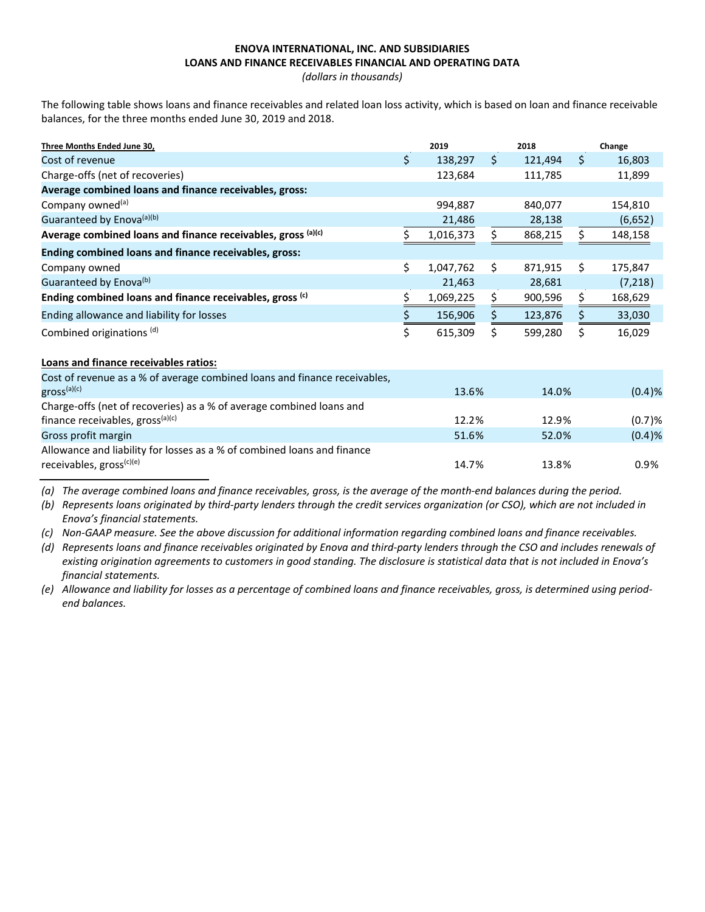**ENOVA INTERNATIONAL, INC. AND SUBSIDIARIES**
**LOANS AND FINANCE RECEIVABLES FINANCIAL AND OPERATING DATA**
*(dollars in thousands)*

The following table shows loans and finance receivables and related loan loss activity, which is based on loan and finance receivable balances, for the three months ended June 30, 2019 and 2018.

| Three Months Ended June 30, | 2019 | 2018 | Change |
|---|---|---|---|
| Cost of revenue | $ 138,297 | $ 121,494 | $ 16,803 |
| Charge-offs (net of recoveries) | 123,684 | 111,785 | 11,899 |
| **Average combined loans and finance receivables, gross:** | | | |
| Company owned[a] | 994,887 | 840,077 | 154,810 |
| Guaranteed by Enova[a][b] | 21,486 | 28,138 | (6,652) |
| **Average combined loans and finance receivables, gross [a][c]** | $ 1,016,373 | $ 868,215 | $ 148,158 |
| **Ending combined loans and finance receivables, gross:** | | | |
| Company owned | $ 1,047,762 | $ 871,915 | $ 175,847 |
| Guaranteed by Enova[b] | 21,463 | 28,681 | (7,218) |
| **Ending combined loans and finance receivables, gross [c]** | $ 1,069,225 | $ 900,596 | $ 168,629 |
| Ending allowance and liability for losses | $ 156,906 | $ 123,876 | $ 33,030 |
| Combined originations [d] | $ 615,309 | $ 599,280 | $ 16,029 |
| | | | |
| **Loans and finance receivables ratios:** | | | |
| Cost of revenue as a % of average combined loans and finance receivables, gross[a][c] | 13.6% | 14.0% | (0.4)% |
| Charge-offs (net of recoveries) as a % of average combined loans and finance receivables, gross[a][c] | 12.2% | 12.9% | (0.7)% |
| Gross profit margin | 51.6% | 52.0% | (0.4)% |
| Allowance and liability for losses as a % of combined loans and finance receivables, gross[c][e] | 14.7% | 13.8% | 0.9% |

*(a) The average combined loans and finance receivables, gross, is the average of the month-end balances during the period.*

*(b) Represents loans originated by third-party lenders through the credit services organization (or CSO), which are not included in Enova's financial statements.*

*(c) Non-GAAP measure. See the above discussion for additional information regarding combined loans and finance receivables.*

*(d) Represents loans and finance receivables originated by Enova and third-party lenders through the CSO and includes renewals of existing origination agreements to customers in good standing. The disclosure is statistical data that is not included in Enova's financial statements.*

*(e) Allowance and liability for losses as a percentage of combined loans and finance receivables, gross, is determined using period-end balances.*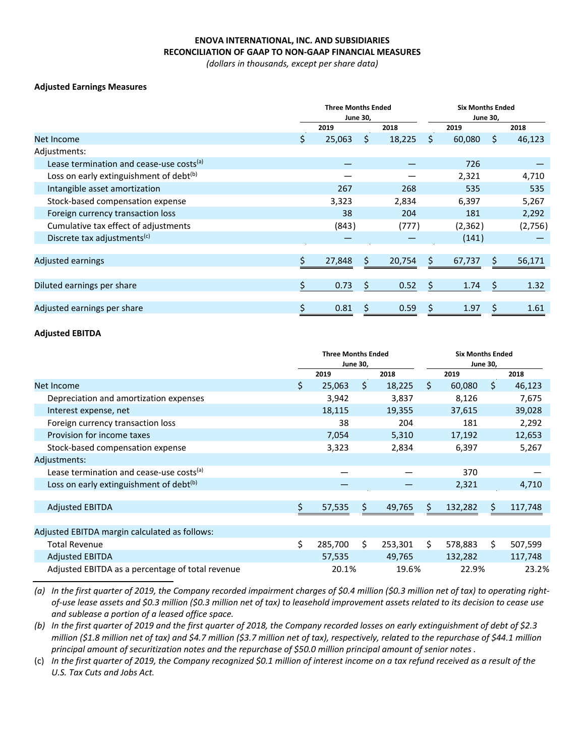# ENOVA INTERNATIONAL, INC. AND SUBSIDIARIES
## RECONCILIATION OF GAAP TO NON-GAAP FINANCIAL MEASURES
*(dollars in thousands, except per share data)*

**Adjusted Earnings Measures**

| | Three Months Ended June 30, | | Six Months Ended June 30, | |
|---|---|---|---|---|
| | 2019 | 2018 | 2019 | 2018 |
| Net Income | $ 25,063 | $ 18,225 | $ 60,080 | $ 46,123 |
| Adjustments: | | | | |
| Lease termination and cease-use costs[(a)] | — | — | 726 | — |
| Loss on early extinguishment of debt[(b)] | — | — | 2,321 | 4,710 |
| Intangible asset amortization | 267 | 268 | 535 | 535 |
| Stock-based compensation expense | 3,323 | 2,834 | 6,397 | 5,267 |
| Foreign currency transaction loss | 38 | 204 | 181 | 2,292 |
| Cumulative tax effect of adjustments | (843) | (777) | (2,362) | (2,756) |
| Discrete tax adjustments[(c)] | — | — | (141) | — |
| Adjusted earnings | $ 27,848 | $ 20,754 | $ 67,737 | $ 56,171 |
| Diluted earnings per share | $ 0.73 | $ 0.52 | $ 1.74 | $ 1.32 |
| Adjusted earnings per share | $ 0.81 | $ 0.59 | $ 1.97 | $ 1.61 |

**Adjusted EBITDA**

| | Three Months Ended June 30, | | Six Months Ended June 30, | |
|---|---|---|---|---|
| | 2019 | 2018 | 2019 | 2018 |
| Net Income | $ 25,063 | $ 18,225 | $ 60,080 | $ 46,123 |
| Depreciation and amortization expenses | 3,942 | 3,837 | 8,126 | 7,675 |
| Interest expense, net | 18,115 | 19,355 | 37,615 | 39,028 |
| Foreign currency transaction loss | 38 | 204 | 181 | 2,292 |
| Provision for income taxes | 7,054 | 5,310 | 17,192 | 12,653 |
| Stock-based compensation expense | 3,323 | 2,834 | 6,397 | 5,267 |
| Adjustments: | | | | |
| Lease termination and cease-use costs[(a)] | — | — | 370 | — |
| Loss on early extinguishment of debt[(b)] | — | — | 2,321 | 4,710 |
| Adjusted EBITDA | $ 57,535 | $ 49,765 | $ 132,282 | $ 117,748 |
| Adjusted EBITDA margin calculated as follows: | | | | |
| Total Revenue | $ 285,700 | $ 253,301 | $ 578,883 | $ 507,599 |
| Adjusted EBITDA | 57,535 | 49,765 | 132,282 | 117,748 |
| Adjusted EBITDA as a percentage of total revenue | 20.1% | 19.6% | 22.9% | 23.2% |

*(a) In the first quarter of 2019, the Company recorded impairment charges of $0.4 million ($0.3 million net of tax) to operating right-of-use lease assets and $0.3 million ($0.3 million net of tax) to leasehold improvement assets related to its decision to cease use and sublease a portion of a leased office space.*

*(b) In the first quarter of 2019 and the first quarter of 2018, the Company recorded losses on early extinguishment of debt of $2.3 million ($1.8 million net of tax) and $4.7 million ($3.7 million net of tax), respectively, related to the repurchase of $44.1 million principal amount of securitization notes and the repurchase of $50.0 million principal amount of senior notes .*

(c) *In the first quarter of 2019, the Company recognized $0.1 million of interest income on a tax refund received as a result of the U.S. Tax Cuts and Jobs Act.*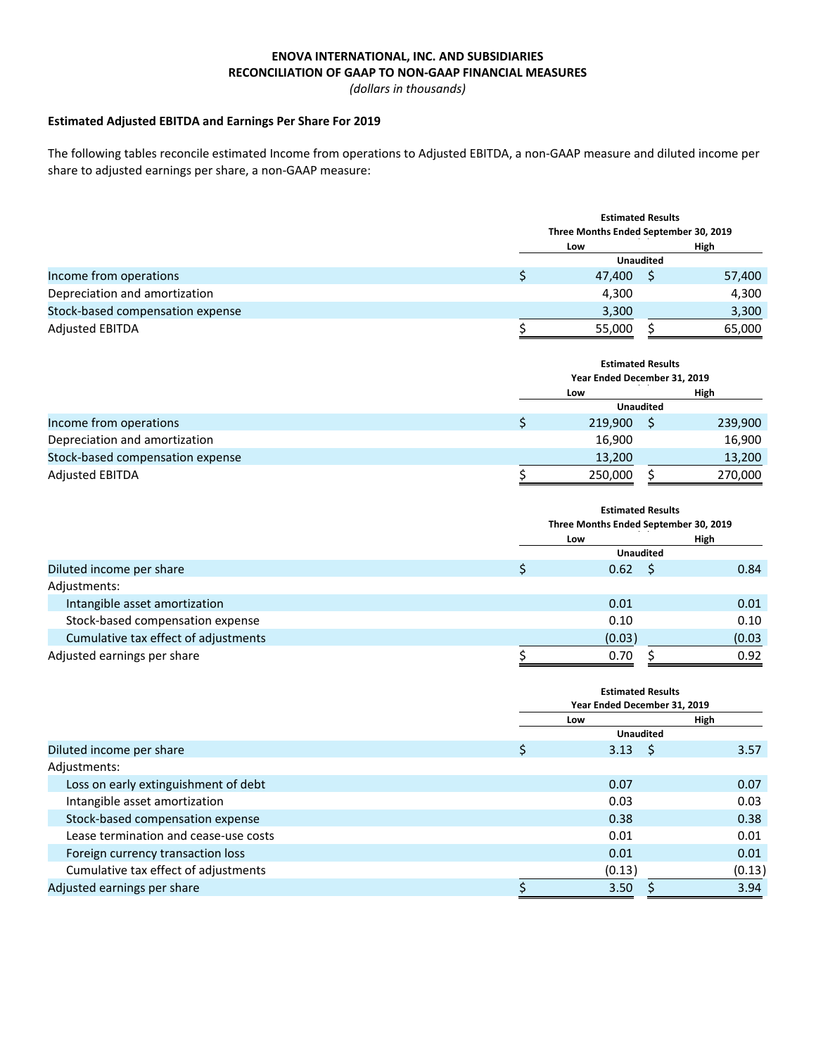**ENOVA INTERNATIONAL, INC. AND SUBSIDIARIES**
**RECONCILIATION OF GAAP TO NON-GAAP FINANCIAL MEASURES**
*(dollars in thousands)*

**Estimated Adjusted EBITDA and Earnings Per Share For 2019**

The following tables reconcile estimated Income from operations to Adjusted EBITDA, a non-GAAP measure and diluted income per share to adjusted earnings per share, a non-GAAP measure:

| | Estimated Results Three Months Ended September 30, 2019 | |
|---|---|---|
| | Low | High |
| | Unaudited | |
| Income from operations | $ 47,400 | $ 57,400 |
| Depreciation and amortization | 4,300 | 4,300 |
| Stock-based compensation expense | 3,300 | 3,300 |
| Adjusted EBITDA | $ 55,000 | $ 65,000 |

| | Estimated Results Year Ended December 31, 2019 | |
|---|---|---|
| | Low | High |
| | Unaudited | |
| Income from operations | $ 219,900 | $ 239,900 |
| Depreciation and amortization | 16,900 | 16,900 |
| Stock-based compensation expense | 13,200 | 13,200 |
| Adjusted EBITDA | $ 250,000 | $ 270,000 |

| | Estimated Results Three Months Ended September 30, 2019 | |
|---|---|---|
| | Low | High |
| | Unaudited | |
| Diluted income per share | $ 0.62 | $ 0.84 |
| Adjustments: | | |
| Intangible asset amortization | 0.01 | 0.01 |
| Stock-based compensation expense | 0.10 | 0.10 |
| Cumulative tax effect of adjustments | (0.03) | (0.03 |
| Adjusted earnings per share | $ 0.70 | $ 0.92 |

| | Estimated Results Year Ended December 31, 2019 | |
|---|---|---|
| | Low | High |
| | Unaudited | |
| Diluted income per share | $ 3.13 | $ 3.57 |
| Adjustments: | | |
| Loss on early extinguishment of debt | 0.07 | 0.07 |
| Intangible asset amortization | 0.03 | 0.03 |
| Stock-based compensation expense | 0.38 | 0.38 |
| Lease termination and cease-use costs | 0.01 | 0.01 |
| Foreign currency transaction loss | 0.01 | 0.01 |
| Cumulative tax effect of adjustments | (0.13) | (0.13) |
| Adjusted earnings per share | $ 3.50 | $ 3.94 |